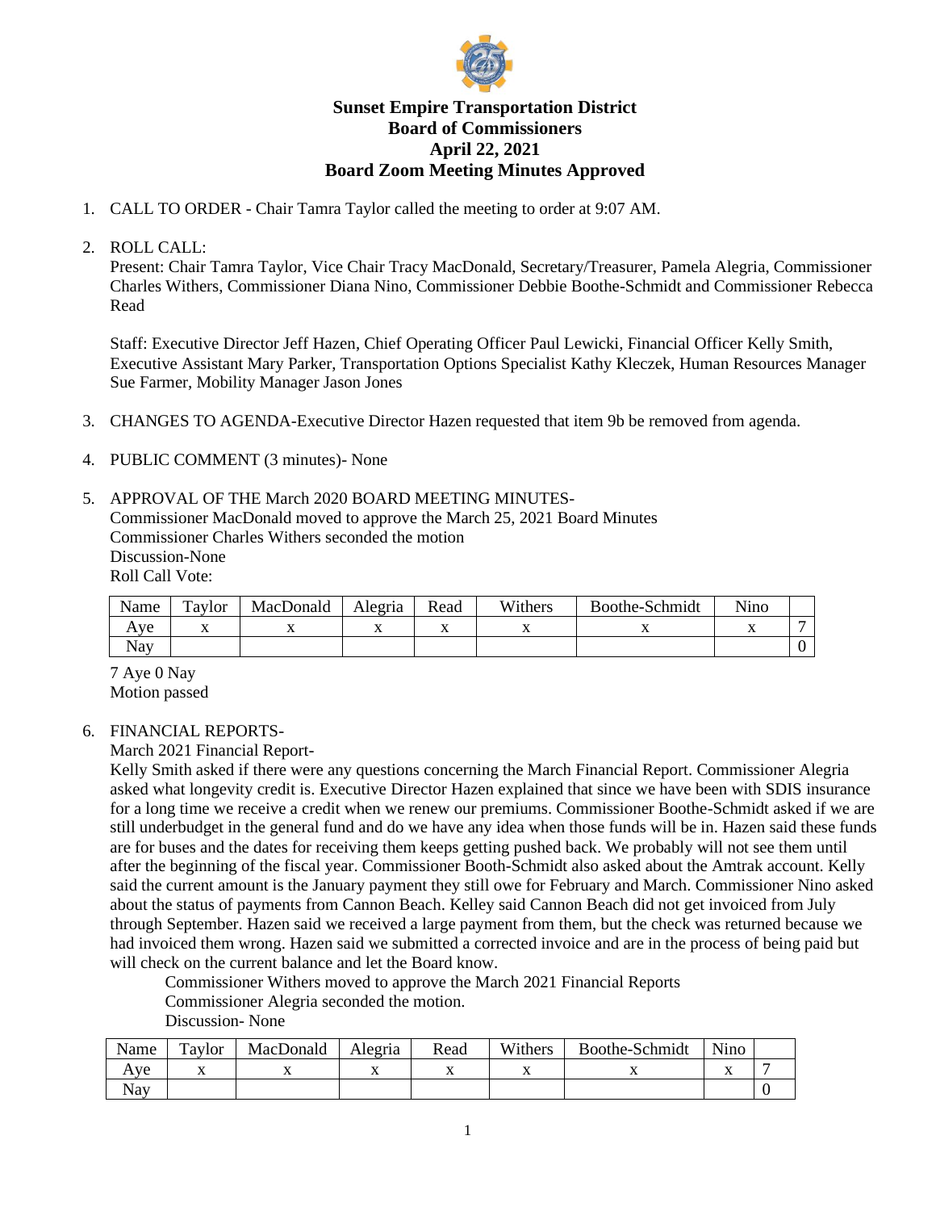# Sunset Empire Transportation District
## Board of Commissioners
## April 22, 2021
## Board Zoom Meeting Minutes Approved

1. CALL TO ORDER - Chair Tamra Taylor called the meeting to order at 9:07 AM.

2. ROLL CALL:
   Present: Chair Tamra Taylor, Vice Chair Tracy MacDonald, Secretary/Treasurer, Pamela Alegria, Commissioner Charles Withers, Commissioner Diana Nino, Commissioner Debbie Boothe-Schmidt and Commissioner Rebecca Read

   Staff: Executive Director Jeff Hazen, Chief Operating Officer Paul Lewicki, Financial Officer Kelly Smith, Executive Assistant Mary Parker, Transportation Options Specialist Kathy Kleczek, Human Resources Manager Sue Farmer, Mobility Manager Jason Jones

3. CHANGES TO AGENDA-Executive Director Hazen requested that item 9b be removed from agenda.

4. PUBLIC COMMENT (3 minutes)- None

5. APPROVAL OF THE March 2020 BOARD MEETING MINUTES-
   Commissioner MacDonald moved to approve the March 25, 2021 Board Minutes
   Commissioner Charles Withers seconded the motion
   Discussion-None
   Roll Call Vote:

| Name | Taylor | MacDonald | Alegria | Read | Withers | Boothe-Schmidt | Nino | |
|---|---|---|---|---|---|---|---|---|
| Aye | x | x | x | x | x | x | x | 7 |
| Nay | | | | | | | | 0 |

   7 Aye 0 Nay
   Motion passed

6. FINANCIAL REPORTS-
   March 2021 Financial Report-
   Kelly Smith asked if there were any questions concerning the March Financial Report. Commissioner Alegria asked what longevity credit is. Executive Director Hazen explained that since we have been with SDIS insurance for a long time we receive a credit when we renew our premiums. Commissioner Boothe-Schmidt asked if we are still underbudget in the general fund and do we have any idea when those funds will be in. Hazen said these funds are for buses and the dates for receiving them keeps getting pushed back. We probably will not see them until after the beginning of the fiscal year. Commissioner Booth-Schmidt also asked about the Amtrak account. Kelly said the current amount is the January payment they still owe for February and March. Commissioner Nino asked about the status of payments from Cannon Beach. Kelley said Cannon Beach did not get invoiced from July through September. Hazen said we received a large payment from them, but the check was returned because we had invoiced them wrong. Hazen said we submitted a corrected invoice and are in the process of being paid but will check on the current balance and let the Board know.

   Commissioner Withers moved to approve the March 2021 Financial Reports
   Commissioner Alegria seconded the motion.
   Discussion- None

| Name | Taylor | MacDonald | Alegria | Read | Withers | Boothe-Schmidt | Nino | |
|---|---|---|---|---|---|---|---|---|
| Aye | x | x | x | x | x | x | x | 7 |
| Nay | | | | | | | | 0 |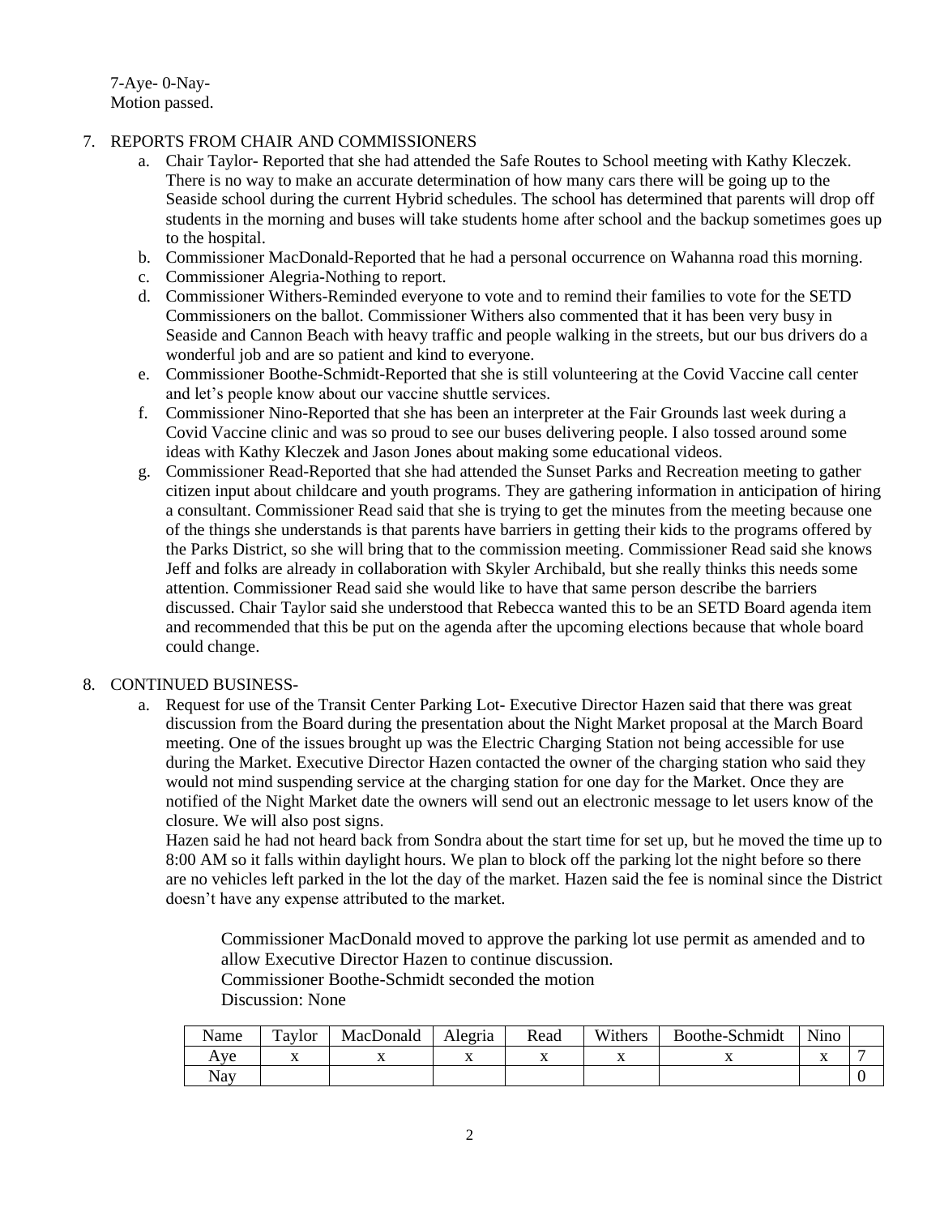7-Aye- 0-Nay-
Motion passed.

7. REPORTS FROM CHAIR AND COMMISSIONERS
   a. Chair Taylor- Reported that she had attended the Safe Routes to School meeting with Kathy Kleczek. There is no way to make an accurate determination of how many cars there will be going up to the Seaside school during the current Hybrid schedules. The school has determined that parents will drop off students in the morning and buses will take students home after school and the backup sometimes goes up to the hospital.
   b. Commissioner MacDonald-Reported that he had a personal occurrence on Wahanna road this morning.
   c. Commissioner Alegria-Nothing to report.
   d. Commissioner Withers-Reminded everyone to vote and to remind their families to vote for the SETD Commissioners on the ballot. Commissioner Withers also commented that it has been very busy in Seaside and Cannon Beach with heavy traffic and people walking in the streets, but our bus drivers do a wonderful job and are so patient and kind to everyone.
   e. Commissioner Boothe-Schmidt-Reported that she is still volunteering at the Covid Vaccine call center and let's people know about our vaccine shuttle services.
   f. Commissioner Nino-Reported that she has been an interpreter at the Fair Grounds last week during a Covid Vaccine clinic and was so proud to see our buses delivering people. I also tossed around some ideas with Kathy Kleczek and Jason Jones about making some educational videos.
   g. Commissioner Read-Reported that she had attended the Sunset Parks and Recreation meeting to gather citizen input about childcare and youth programs. They are gathering information in anticipation of hiring a consultant. Commissioner Read said that she is trying to get the minutes from the meeting because one of the things she understands is that parents have barriers in getting their kids to the programs offered by the Parks District, so she will bring that to the commission meeting. Commissioner Read said she knows Jeff and folks are already in collaboration with Skyler Archibald, but she really thinks this needs some attention. Commissioner Read said she would like to have that same person describe the barriers discussed. Chair Taylor said she understood that Rebecca wanted this to be an SETD Board agenda item and recommended that this be put on the agenda after the upcoming elections because that whole board could change.

8. CONTINUED BUSINESS-
   a. Request for use of the Transit Center Parking Lot- Executive Director Hazen said that there was great discussion from the Board during the presentation about the Night Market proposal at the March Board meeting. One of the issues brought up was the Electric Charging Station not being accessible for use during the Market. Executive Director Hazen contacted the owner of the charging station who said they would not mind suspending service at the charging station for one day for the Market. Once they are notified of the Night Market date the owners will send out an electronic message to let users know of the closure. We will also post signs.
   Hazen said he had not heard back from Sondra about the start time for set up, but he moved the time up to 8:00 AM so it falls within daylight hours. We plan to block off the parking lot the night before so there are no vehicles left parked in the lot the day of the market. Hazen said the fee is nominal since the District doesn't have any expense attributed to the market.

      Commissioner MacDonald moved to approve the parking lot use permit as amended and to allow Executive Director Hazen to continue discussion.
      Commissioner Boothe-Schmidt seconded the motion
      Discussion: None

| Name | Taylor | MacDonald | Alegria | Read | Withers | Boothe-Schmidt | Nino | |
|---|---|---|---|---|---|---|---|---|
| Aye | x | x | x | x | x | x | x | 7 |
| Nay | | | | | | | | 0 |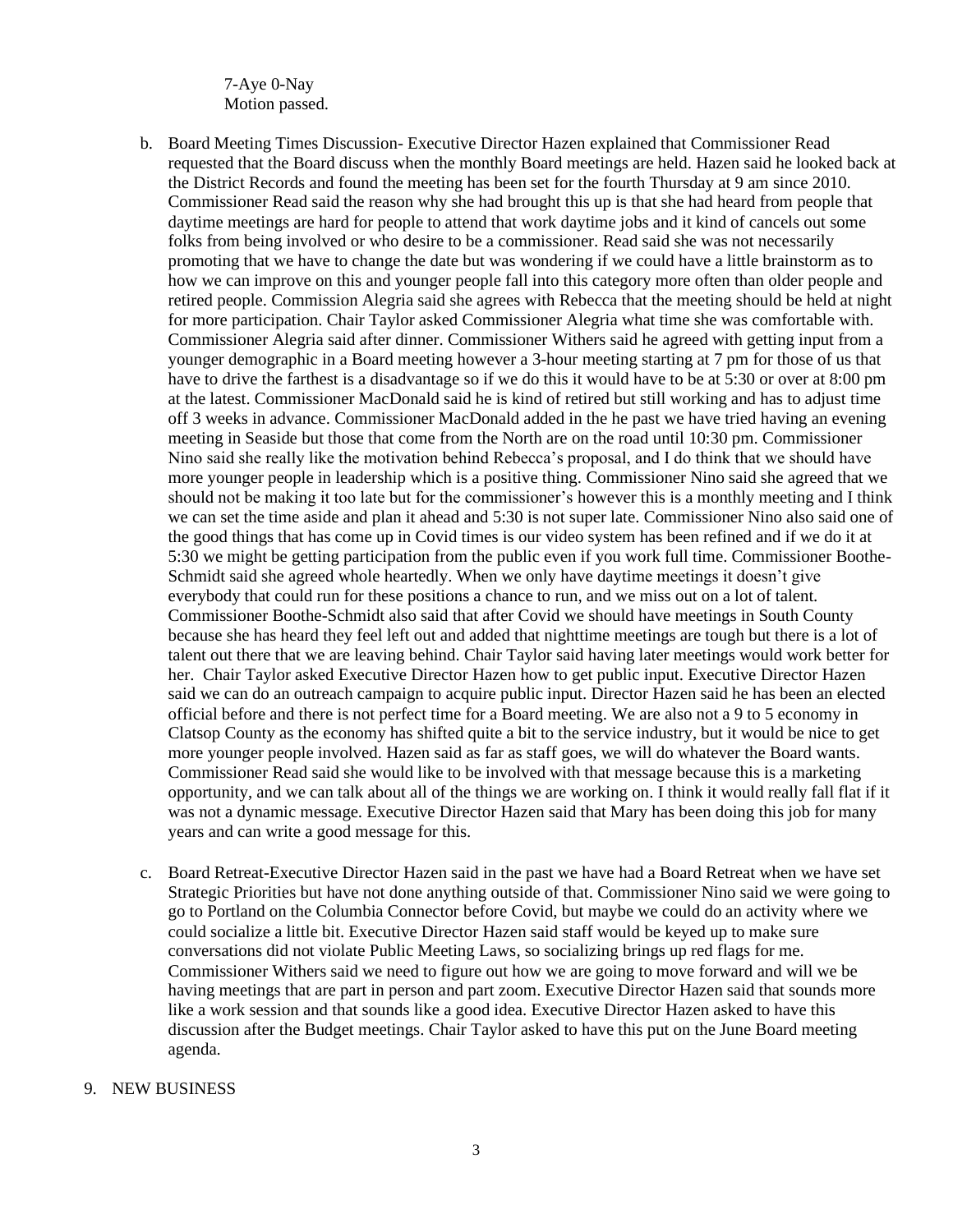7-Aye 0-Nay
Motion passed.

b. Board Meeting Times Discussion- Executive Director Hazen explained that Commissioner Read requested that the Board discuss when the monthly Board meetings are held. Hazen said he looked back at the District Records and found the meeting has been set for the fourth Thursday at 9 am since 2010. Commissioner Read said the reason why she had brought this up is that she had heard from people that daytime meetings are hard for people to attend that work daytime jobs and it kind of cancels out some folks from being involved or who desire to be a commissioner. Read said she was not necessarily promoting that we have to change the date but was wondering if we could have a little brainstorm as to how we can improve on this and younger people fall into this category more often than older people and retired people. Commission Alegria said she agrees with Rebecca that the meeting should be held at night for more participation. Chair Taylor asked Commissioner Alegria what time she was comfortable with. Commissioner Alegria said after dinner. Commissioner Withers said he agreed with getting input from a younger demographic in a Board meeting however a 3-hour meeting starting at 7 pm for those of us that have to drive the farthest is a disadvantage so if we do this it would have to be at 5:30 or over at 8:00 pm at the latest. Commissioner MacDonald said he is kind of retired but still working and has to adjust time off 3 weeks in advance. Commissioner MacDonald added in the he past we have tried having an evening meeting in Seaside but those that come from the North are on the road until 10:30 pm. Commissioner Nino said she really like the motivation behind Rebecca's proposal, and I do think that we should have more younger people in leadership which is a positive thing. Commissioner Nino said she agreed that we should not be making it too late but for the commissioner's however this is a monthly meeting and I think we can set the time aside and plan it ahead and 5:30 is not super late. Commissioner Nino also said one of the good things that has come up in Covid times is our video system has been refined and if we do it at 5:30 we might be getting participation from the public even if you work full time. Commissioner Boothe-Schmidt said she agreed whole heartedly. When we only have daytime meetings it doesn't give everybody that could run for these positions a chance to run, and we miss out on a lot of talent. Commissioner Boothe-Schmidt also said that after Covid we should have meetings in South County because she has heard they feel left out and added that nighttime meetings are tough but there is a lot of talent out there that we are leaving behind. Chair Taylor said having later meetings would work better for her. Chair Taylor asked Executive Director Hazen how to get public input. Executive Director Hazen said we can do an outreach campaign to acquire public input. Director Hazen said he has been an elected official before and there is not perfect time for a Board meeting. We are also not a 9 to 5 economy in Clatsop County as the economy has shifted quite a bit to the service industry, but it would be nice to get more younger people involved. Hazen said as far as staff goes, we will do whatever the Board wants. Commissioner Read said she would like to be involved with that message because this is a marketing opportunity, and we can talk about all of the things we are working on. I think it would really fall flat if it was not a dynamic message. Executive Director Hazen said that Mary has been doing this job for many years and can write a good message for this.

c. Board Retreat-Executive Director Hazen said in the past we have had a Board Retreat when we have set Strategic Priorities but have not done anything outside of that. Commissioner Nino said we were going to go to Portland on the Columbia Connector before Covid, but maybe we could do an activity where we could socialize a little bit. Executive Director Hazen said staff would be keyed up to make sure conversations did not violate Public Meeting Laws, so socializing brings up red flags for me. Commissioner Withers said we need to figure out how we are going to move forward and will we be having meetings that are part in person and part zoom. Executive Director Hazen said that sounds more like a work session and that sounds like a good idea. Executive Director Hazen asked to have this discussion after the Budget meetings. Chair Taylor asked to have this put on the June Board meeting agenda.

9. NEW BUSINESS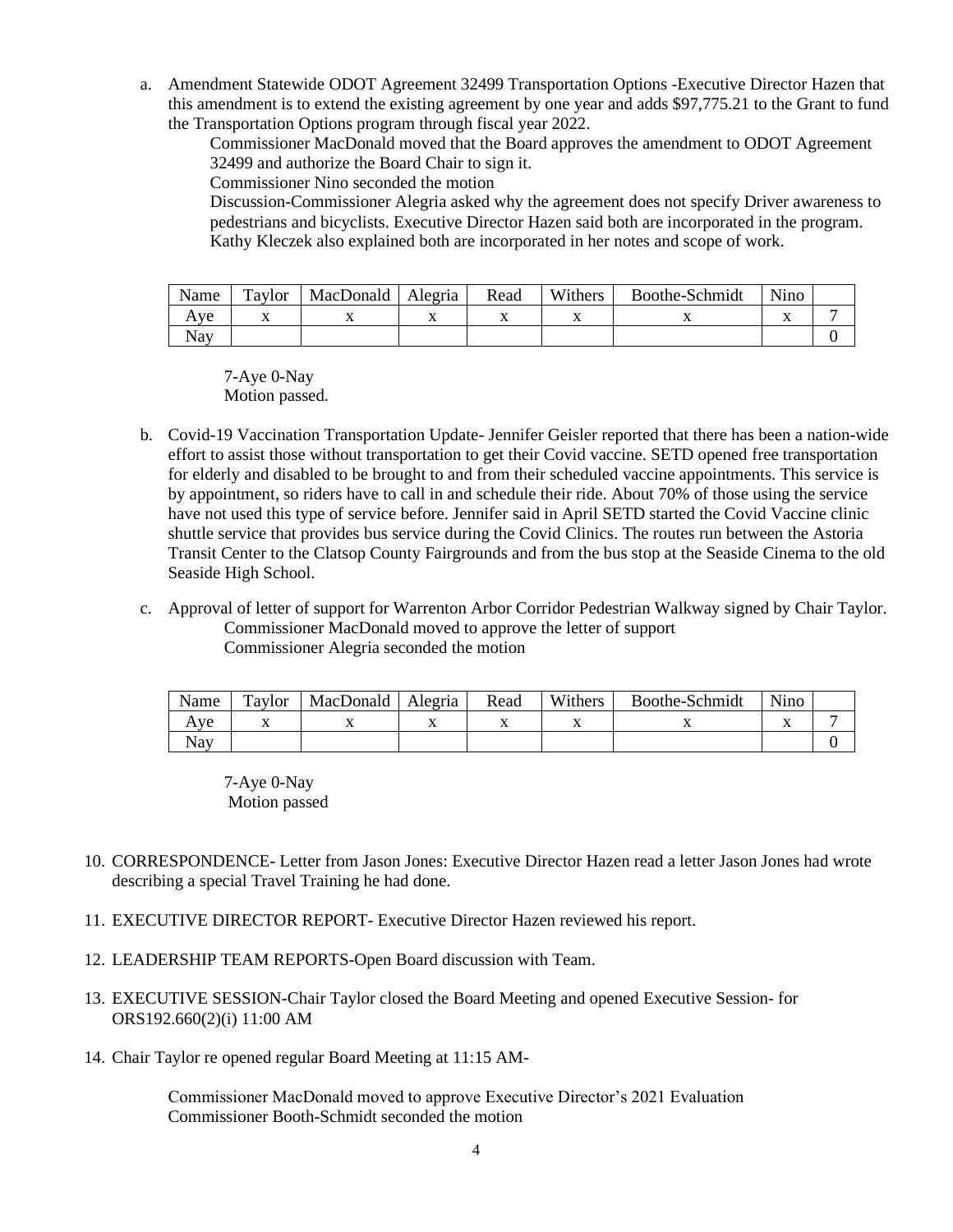a. Amendment Statewide ODOT Agreement 32499 Transportation Options -Executive Director Hazen that this amendment is to extend the existing agreement by one year and adds $97,775.21 to the Grant to fund the Transportation Options program through fiscal year 2022.

   Commissioner MacDonald moved that the Board approves the amendment to ODOT Agreement 32499 and authorize the Board Chair to sign it.

   Commissioner Nino seconded the motion

   Discussion-Commissioner Alegria asked why the agreement does not specify Driver awareness to pedestrians and bicyclists. Executive Director Hazen said both are incorporated in the program. Kathy Kleczek also explained both are incorporated in her notes and scope of work.

| Name | Taylor | MacDonald | Alegria | Read | Withers | Boothe-Schmidt | Nino | |
|---|---|---|---|---|---|---|---|---|
| Aye | x | x | x | x | x | x | x | 7 |
| Nay | | | | | | | | 0 |

   7-Aye 0-Nay
   Motion passed.

b. Covid-19 Vaccination Transportation Update- Jennifer Geisler reported that there has been a nation-wide effort to assist those without transportation to get their Covid vaccine. SETD opened free transportation for elderly and disabled to be brought to and from their scheduled vaccine appointments. This service is by appointment, so riders have to call in and schedule their ride. About 70% of those using the service have not used this type of service before. Jennifer said in April SETD started the Covid Vaccine clinic shuttle service that provides bus service during the Covid Clinics. The routes run between the Astoria Transit Center to the Clatsop County Fairgrounds and from the bus stop at the Seaside Cinema to the old Seaside High School.

c. Approval of letter of support for Warrenton Arbor Corridor Pedestrian Walkway signed by Chair Taylor.

   Commissioner MacDonald moved to approve the letter of support

   Commissioner Alegria seconded the motion

| Name | Taylor | MacDonald | Alegria | Read | Withers | Boothe-Schmidt | Nino | |
|---|---|---|---|---|---|---|---|---|
| Aye | x | x | x | x | x | x | x | 7 |
| Nay | | | | | | | | 0 |

   7-Aye 0-Nay
   Motion passed

10. CORRESPONDENCE- Letter from Jason Jones: Executive Director Hazen read a letter Jason Jones had wrote describing a special Travel Training he had done.

11. EXECUTIVE DIRECTOR REPORT- Executive Director Hazen reviewed his report.

12. LEADERSHIP TEAM REPORTS-Open Board discussion with Team.

13. EXECUTIVE SESSION-Chair Taylor closed the Board Meeting and opened Executive Session- for ORS192.660(2)(i) 11:00 AM

14. Chair Taylor re opened regular Board Meeting at 11:15 AM-

    Commissioner MacDonald moved to approve Executive Director's 2021 Evaluation
    Commissioner Booth-Schmidt seconded the motion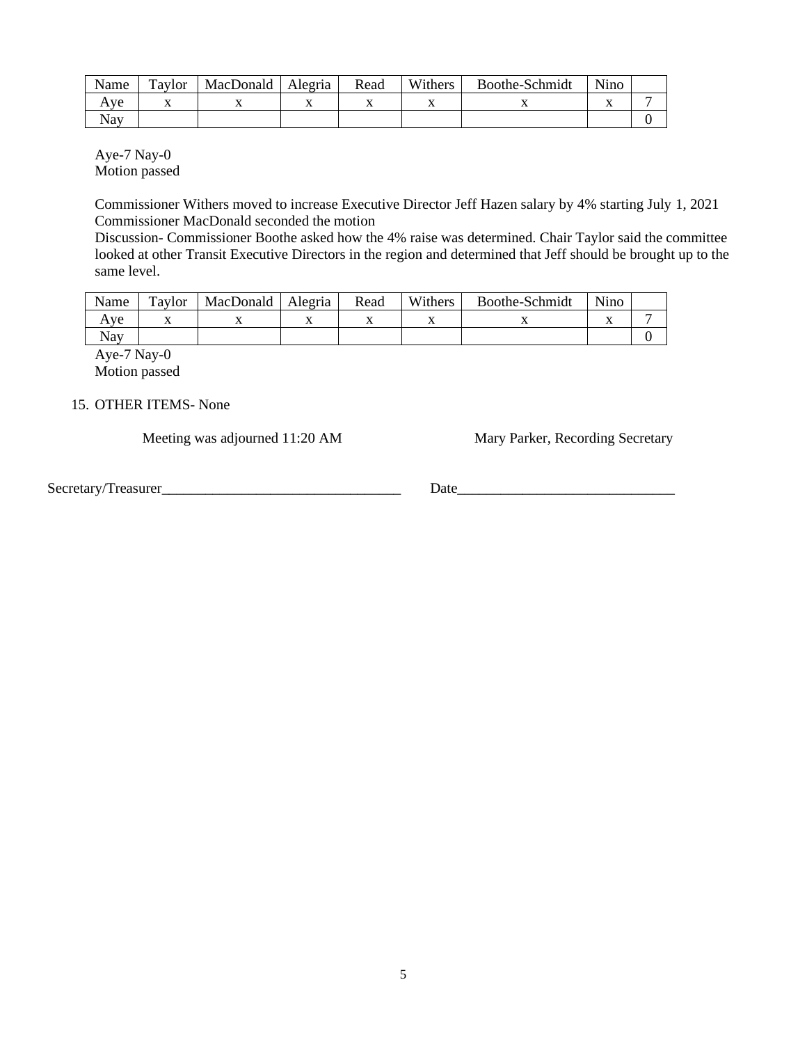| Name | Taylor | MacDonald | Alegria | Read | Withers | Boothe-Schmidt | Nino | |
|---|---|---|---|---|---|---|---|---|
| Aye | x | x | x | x | x | x | x | 7 |
| Nay | | | | | | | | 0 |

Aye-7 Nay-0
Motion passed

Commissioner Withers moved to increase Executive Director Jeff Hazen salary by 4% starting July 1, 2021
Commissioner MacDonald seconded the motion
Discussion- Commissioner Boothe asked how the 4% raise was determined. Chair Taylor said the committee looked at other Transit Executive Directors in the region and determined that Jeff should be brought up to the same level.

| Name | Taylor | MacDonald | Alegria | Read | Withers | Boothe-Schmidt | Nino | |
|---|---|---|---|---|---|---|---|---|
| Aye | x | x | x | x | x | x | x | 7 |
| Nay | | | | | | | | 0 |

Aye-7 Nay-0
Motion passed

15. OTHER ITEMS- None

Meeting was adjourned 11:20 AM Mary Parker, Recording Secretary

Secretary/Treasurer_________________________________ Date______________________________